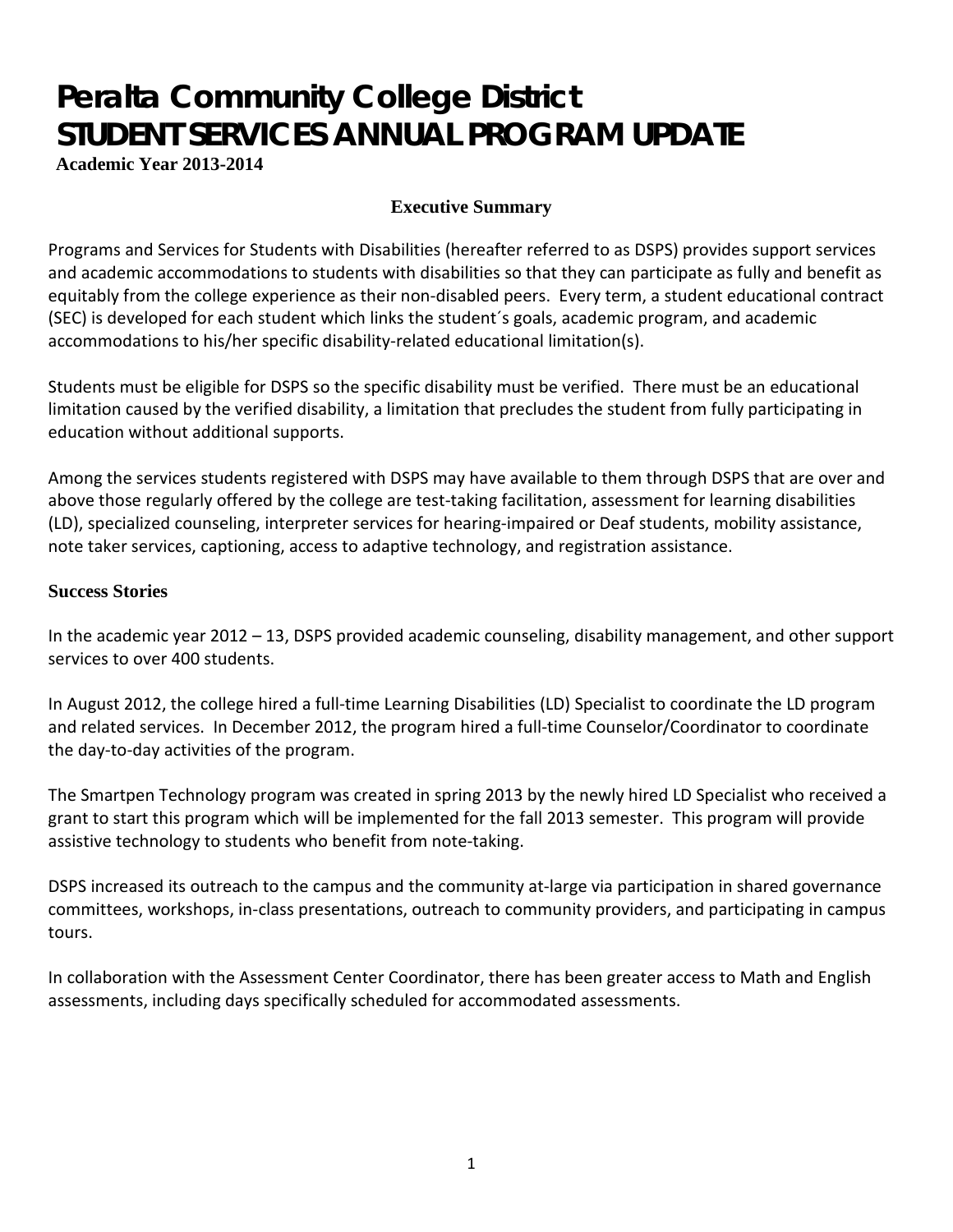# Peralta Community College District
# STUDENT SERVICES ANNUAL PROGRAM UPDATE

**Academic Year 2013-2014**

## Executive Summary

Programs and Services for Students with Disabilities (hereafter referred to as DSPS) provides support services and academic accommodations to students with disabilities so that they can participate as fully and benefit as equitably from the college experience as their non-disabled peers. Every term, a student educational contract (SEC) is developed for each student which links the student´s goals, academic program, and academic accommodations to his/her specific disability-related educational limitation(s).

Students must be eligible for DSPS so the specific disability must be verified. There must be an educational limitation caused by the verified disability, a limitation that precludes the student from fully participating in education without additional supports.

Among the services students registered with DSPS may have available to them through DSPS that are over and above those regularly offered by the college are test-taking facilitation, assessment for learning disabilities (LD), specialized counseling, interpreter services for hearing-impaired or Deaf students, mobility assistance, note taker services, captioning, access to adaptive technology, and registration assistance.

### Success Stories

In the academic year 2012 – 13, DSPS provided academic counseling, disability management, and other support services to over 400 students.

In August 2012, the college hired a full-time Learning Disabilities (LD) Specialist to coordinate the LD program and related services. In December 2012, the program hired a full-time Counselor/Coordinator to coordinate the day-to-day activities of the program.

The Smartpen Technology program was created in spring 2013 by the newly hired LD Specialist who received a grant to start this program which will be implemented for the fall 2013 semester. This program will provide assistive technology to students who benefit from note-taking.

DSPS increased its outreach to the campus and the community at-large via participation in shared governance committees, workshops, in-class presentations, outreach to community providers, and participating in campus tours.

In collaboration with the Assessment Center Coordinator, there has been greater access to Math and English assessments, including days specifically scheduled for accommodated assessments.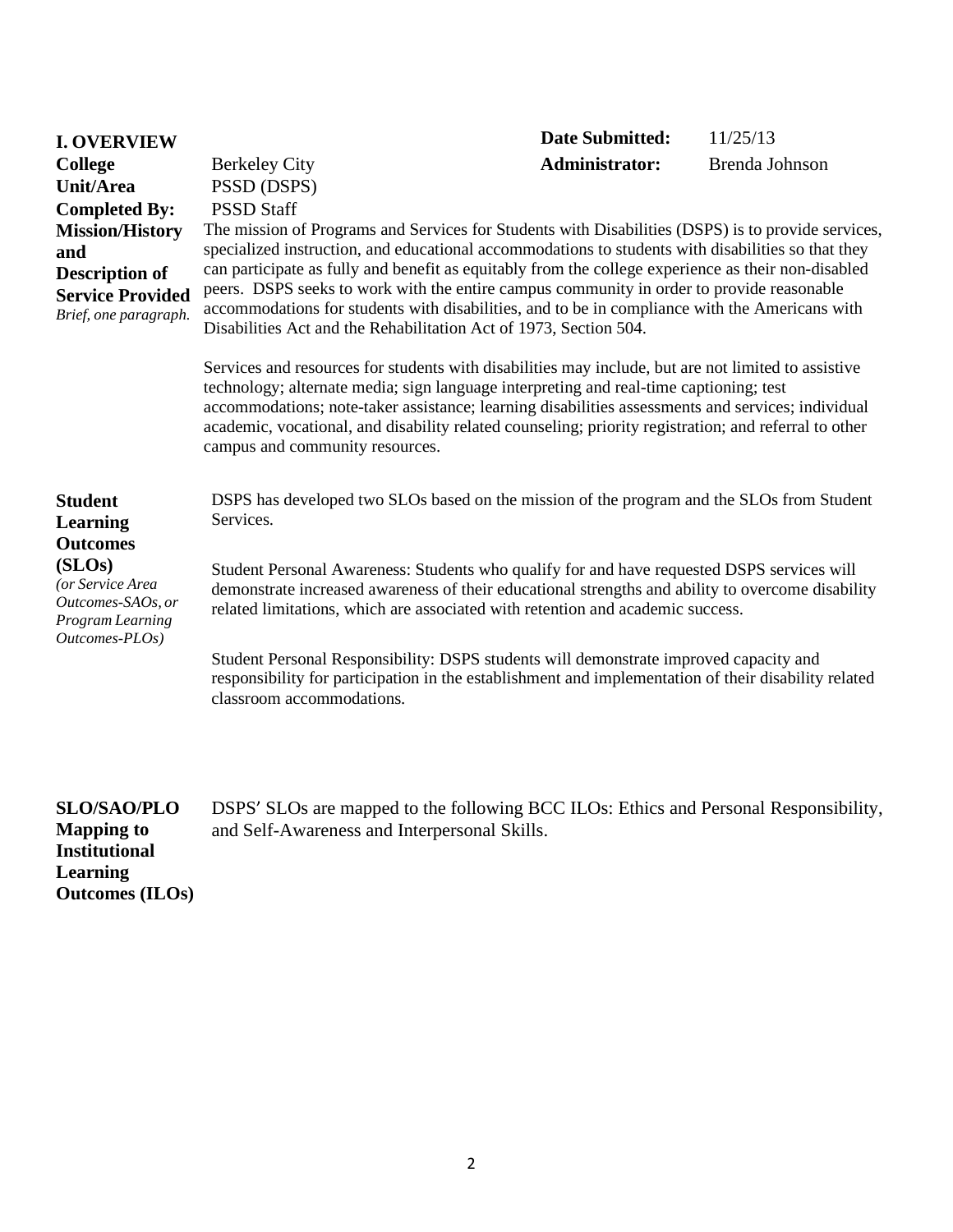## I. OVERVIEW

| | | | |
|---|---|---|---|
| **College** | Berkeley City | **Date Submitted:** | 11/25/13 |
| **Unit/Area** | PSSD (DSPS) | **Administrator:** | Brenda Johnson |
| **Completed By:** | PSSD Staff | | |

**Mission/History and Description of Service Provided**
*Brief, one paragraph.*

The mission of Programs and Services for Students with Disabilities (DSPS) is to provide services, specialized instruction, and educational accommodations to students with disabilities so that they can participate as fully and benefit as equitably from the college experience as their non-disabled peers. DSPS seeks to work with the entire campus community in order to provide reasonable accommodations for students with disabilities, and to be in compliance with the Americans with Disabilities Act and the Rehabilitation Act of 1973, Section 504.

Services and resources for students with disabilities may include, but are not limited to assistive technology; alternate media; sign language interpreting and real-time captioning; test accommodations; note-taker assistance; learning disabilities assessments and services; individual academic, vocational, and disability related counseling; priority registration; and referral to other campus and community resources.

**Student Learning Outcomes (SLOs)**
*(or Service Area Outcomes-SAOs, or Program Learning Outcomes-PLOs)*

DSPS has developed two SLOs based on the mission of the program and the SLOs from Student Services.

Student Personal Awareness: Students who qualify for and have requested DSPS services will demonstrate increased awareness of their educational strengths and ability to overcome disability related limitations, which are associated with retention and academic success.

Student Personal Responsibility: DSPS students will demonstrate improved capacity and responsibility for participation in the establishment and implementation of their disability related classroom accommodations.

**SLO/SAO/PLO Mapping to Institutional Learning Outcomes (ILOs)**

DSPS′ SLOs are mapped to the following BCC ILOs: Ethics and Personal Responsibility, and Self-Awareness and Interpersonal Skills.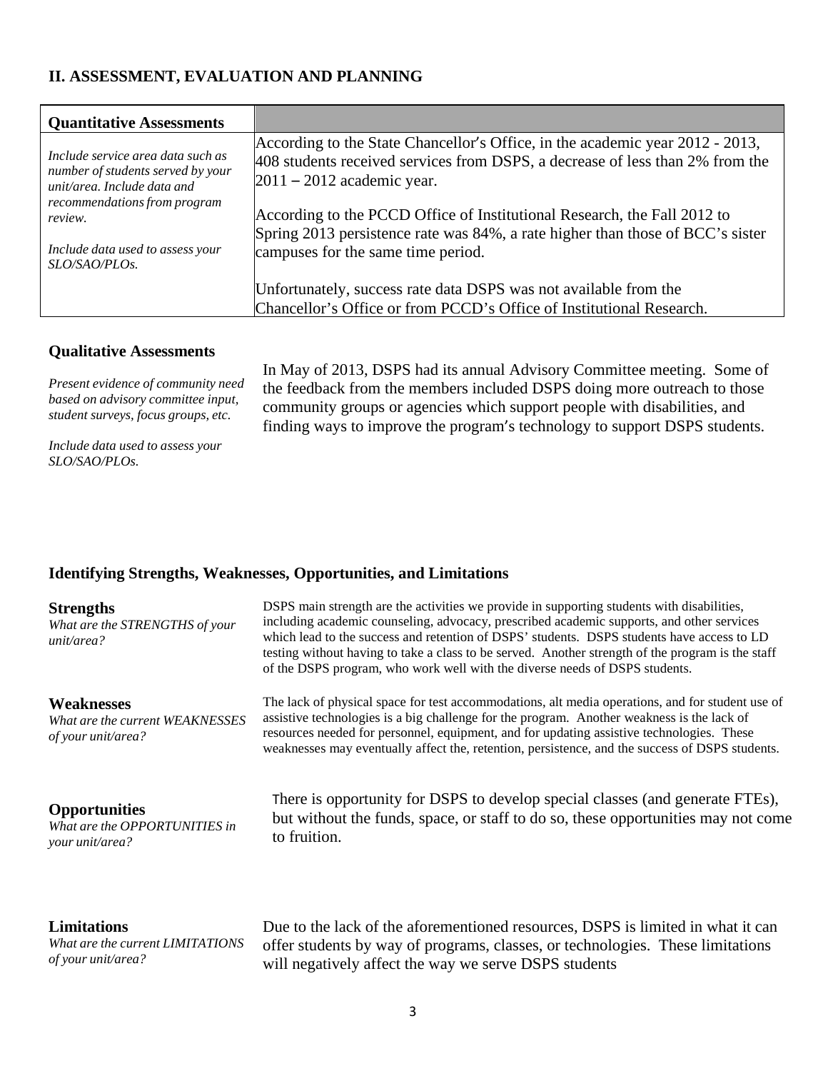## II. ASSESSMENT, EVALUATION AND PLANNING

| Quantitative Assessments | |
|---|---|
| *Include service area data such as number of students served by your unit/area. Include data and recommendations from program review.*<br><br>*Include data used to assess your SLO/SAO/PLOs.* | According to the State Chancellor's Office, in the academic year 2012 - 2013, 408 students received services from DSPS, a decrease of less than 2% from the 2011 – 2012 academic year.<br><br>According to the PCCD Office of Institutional Research, the Fall 2012 to Spring 2013 persistence rate was 84%, a rate higher than those of BCC's sister campuses for the same time period.<br><br>Unfortunately, success rate data DSPS was not available from the Chancellor's Office or from PCCD's Office of Institutional Research. |

### Qualitative Assessments

*Present evidence of community need based on advisory committee input, student surveys, focus groups, etc.*

*Include data used to assess your SLO/SAO/PLOs.*

In May of 2013, DSPS had its annual Advisory Committee meeting. Some of the feedback from the members included DSPS doing more outreach to those community groups or agencies which support people with disabilities, and finding ways to improve the program's technology to support DSPS students.

### Identifying Strengths, Weaknesses, Opportunities, and Limitations

**Strengths**
*What are the STRENGTHS of your unit/area?*

DSPS main strength are the activities we provide in supporting students with disabilities, including academic counseling, advocacy, prescribed academic supports, and other services which lead to the success and retention of DSPS' students. DSPS students have access to LD testing without having to take a class to be served. Another strength of the program is the staff of the DSPS program, who work well with the diverse needs of DSPS students.

**Weaknesses**
*What are the current WEAKNESSES of your unit/area?*

The lack of physical space for test accommodations, alt media operations, and for student use of assistive technologies is a big challenge for the program. Another weakness is the lack of resources needed for personnel, equipment, and for updating assistive technologies. These weaknesses may eventually affect the, retention, persistence, and the success of DSPS students.

**Opportunities**
*What are the OPPORTUNITIES in your unit/area?*

There is opportunity for DSPS to develop special classes (and generate FTEs), but without the funds, space, or staff to do so, these opportunities may not come to fruition.

**Limitations**
*What are the current LIMITATIONS of your unit/area?*

Due to the lack of the aforementioned resources, DSPS is limited in what it can offer students by way of programs, classes, or technologies. These limitations will negatively affect the way we serve DSPS students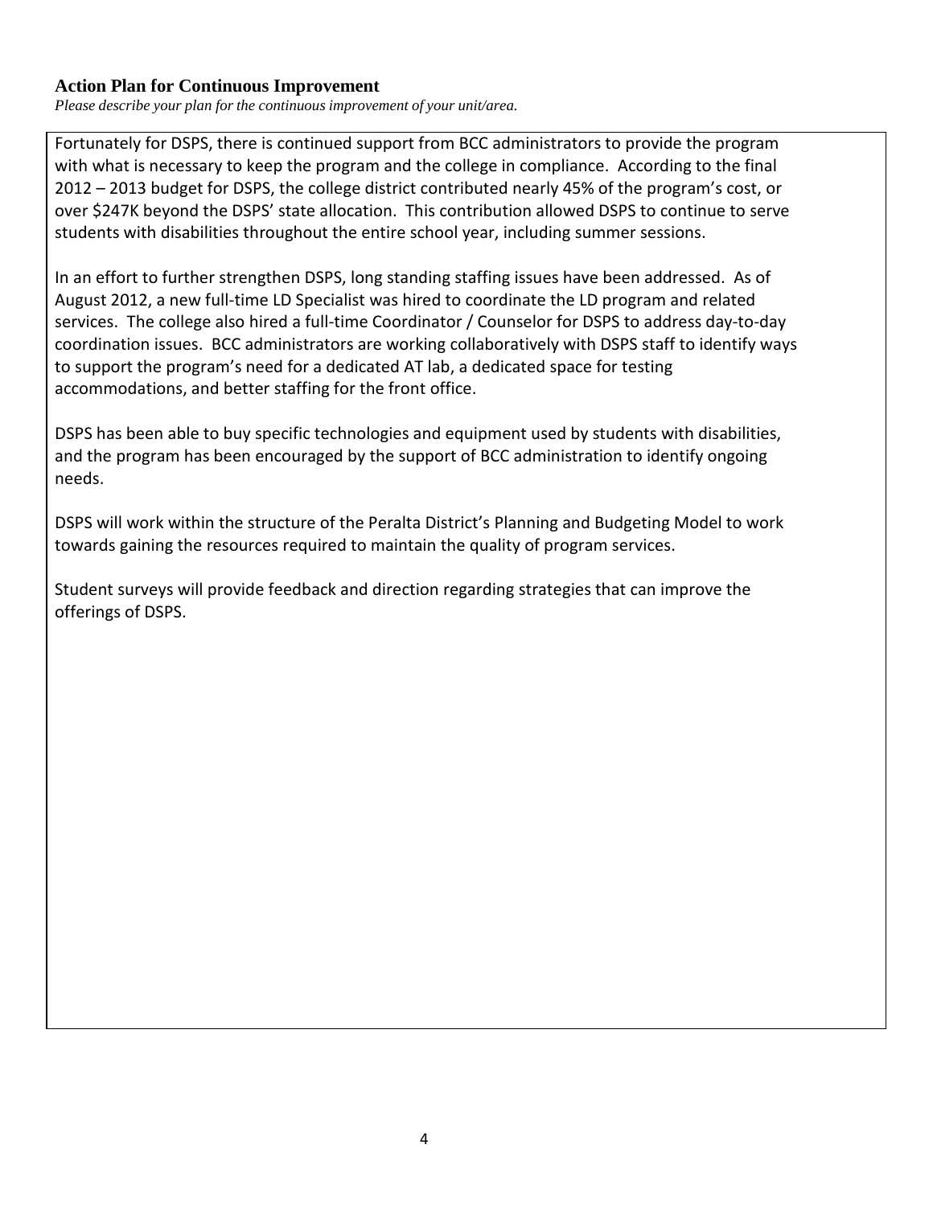### Action Plan for Continuous Improvement

*Please describe your plan for the continuous improvement of your unit/area.*

Fortunately for DSPS, there is continued support from BCC administrators to provide the program with what is necessary to keep the program and the college in compliance. According to the final 2012 – 2013 budget for DSPS, the college district contributed nearly 45% of the program's cost, or over $247K beyond the DSPS' state allocation. This contribution allowed DSPS to continue to serve students with disabilities throughout the entire school year, including summer sessions.

In an effort to further strengthen DSPS, long standing staffing issues have been addressed. As of August 2012, a new full-time LD Specialist was hired to coordinate the LD program and related services. The college also hired a full-time Coordinator / Counselor for DSPS to address day-to-day coordination issues. BCC administrators are working collaboratively with DSPS staff to identify ways to support the program's need for a dedicated AT lab, a dedicated space for testing accommodations, and better staffing for the front office.

DSPS has been able to buy specific technologies and equipment used by students with disabilities, and the program has been encouraged by the support of BCC administration to identify ongoing needs.

DSPS will work within the structure of the Peralta District's Planning and Budgeting Model to work towards gaining the resources required to maintain the quality of program services.

Student surveys will provide feedback and direction regarding strategies that can improve the offerings of DSPS.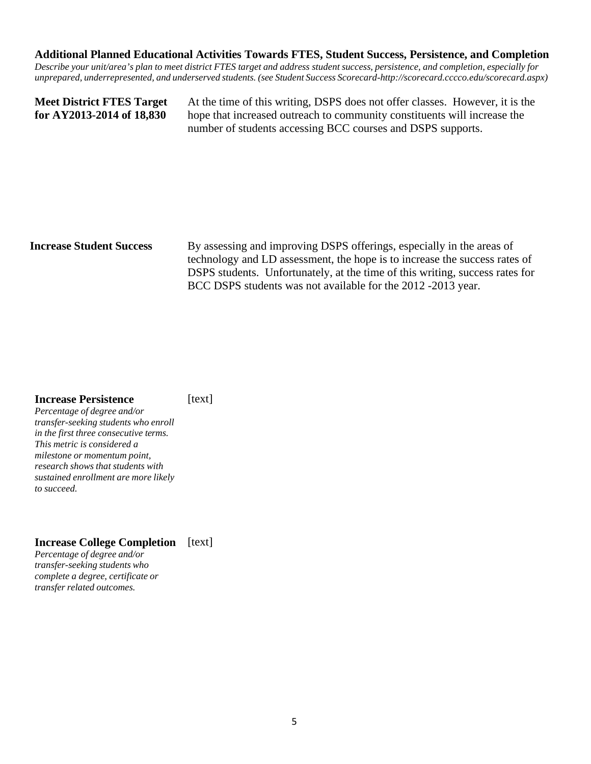**Additional Planned Educational Activities Towards FTES, Student Success, Persistence, and Completion**

*Describe your unit/area's plan to meet district FTES target and address student success, persistence, and completion, especially for unprepared, underrepresented, and underserved students. (see Student Success Scorecard-http://scorecard.cccco.edu/scorecard.aspx)*

**Meet District FTES Target for AY2013-2014 of 18,830**

At the time of this writing, DSPS does not offer classes. However, it is the hope that increased outreach to community constituents will increase the number of students accessing BCC courses and DSPS supports.

**Increase Student Success**

By assessing and improving DSPS offerings, especially in the areas of technology and LD assessment, the hope is to increase the success rates of DSPS students. Unfortunately, at the time of this writing, success rates for BCC DSPS students was not available for the 2012 -2013 year.

**Increase Persistence**

*Percentage of degree and/or transfer-seeking students who enroll in the first three consecutive terms. This metric is considered a milestone or momentum point, research shows that students with sustained enrollment are more likely to succeed.*

[text]

**Increase College Completion**

*Percentage of degree and/or transfer-seeking students who complete a degree, certificate or transfer related outcomes.*

[text]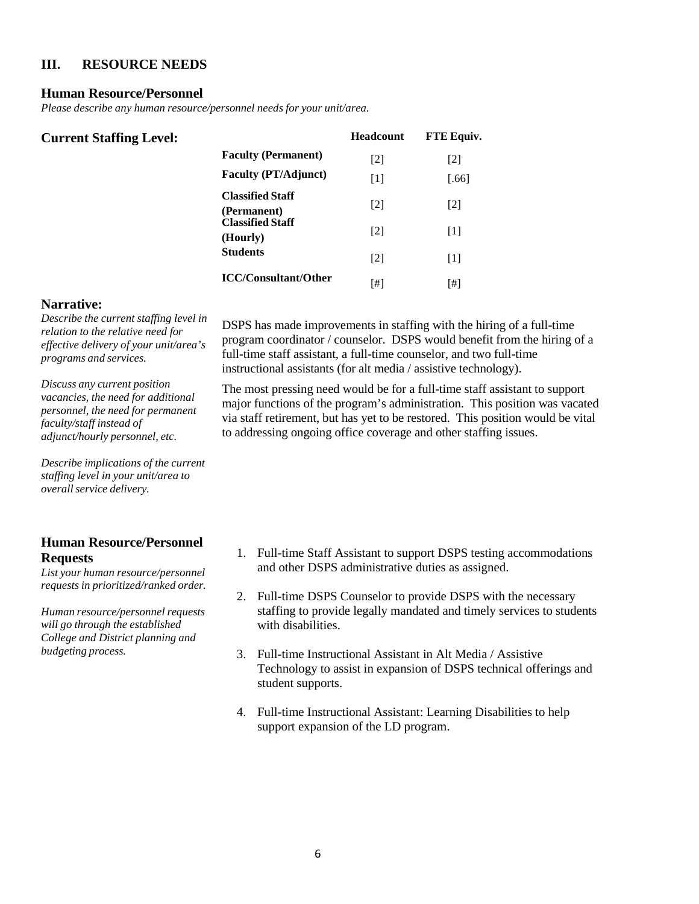## III. RESOURCE NEEDS

### Human Resource/Personnel

*Please describe any human resource/personnel needs for your unit/area.*

### Current Staffing Level:

| | Headcount | FTE Equiv. |
|---|---|---|
| **Faculty (Permanent)** | [2] | [2] |
| **Faculty (PT/Adjunct)** | [1] | [.66] |
| **Classified Staff (Permanent)** | [2] | [2] |
| **Classified Staff (Hourly)** | [2] | [1] |
| **Students** | [2] | [1] |
| **ICC/Consultant/Other** | [#] | [#] |

### Narrative:

*Describe the current staffing level in relation to the relative need for effective delivery of your unit/area's programs and services.*

*Discuss any current position vacancies, the need for additional personnel, the need for permanent faculty/staff instead of adjunct/hourly personnel, etc.*

*Describe implications of the current staffing level in your unit/area to overall service delivery.*

DSPS has made improvements in staffing with the hiring of a full-time program coordinator / counselor. DSPS would benefit from the hiring of a full-time staff assistant, a full-time counselor, and two full-time instructional assistants (for alt media / assistive technology).

The most pressing need would be for a full-time staff assistant to support major functions of the program's administration. This position was vacated via staff retirement, but has yet to be restored. This position would be vital to addressing ongoing office coverage and other staffing issues.

### Human Resource/Personnel Requests

*List your human resource/personnel requests in prioritized/ranked order.*

*Human resource/personnel requests will go through the established College and District planning and budgeting process.*

1. Full-time Staff Assistant to support DSPS testing accommodations and other DSPS administrative duties as assigned.
2. Full-time DSPS Counselor to provide DSPS with the necessary staffing to provide legally mandated and timely services to students with disabilities.
3. Full-time Instructional Assistant in Alt Media / Assistive Technology to assist in expansion of DSPS technical offerings and student supports.
4. Full-time Instructional Assistant: Learning Disabilities to help support expansion of the LD program.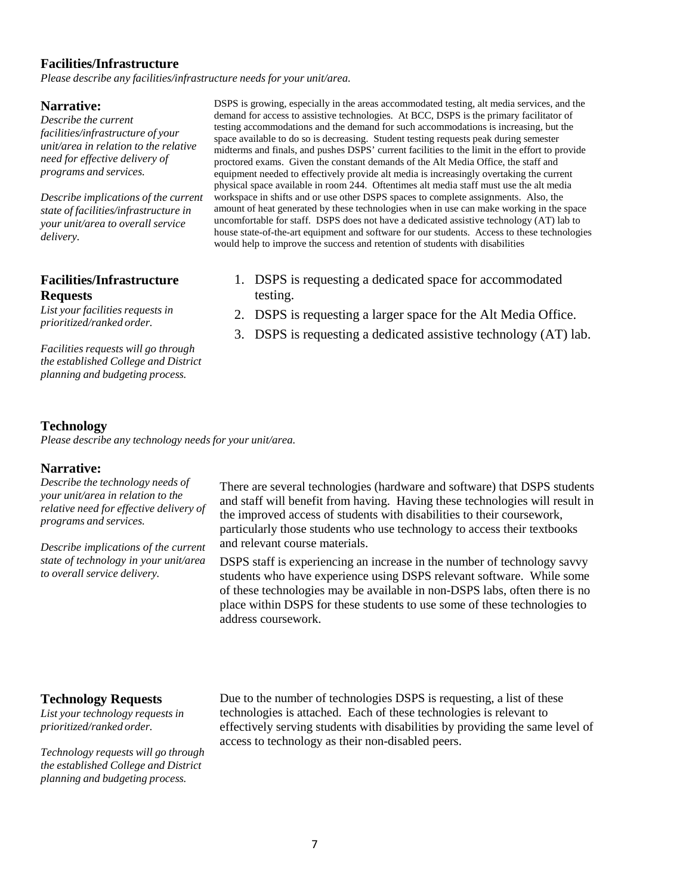## Facilities/Infrastructure

*Please describe any facilities/infrastructure needs for your unit/area.*

### Narrative:

*Describe the current facilities/infrastructure of your unit/area in relation to the relative need for effective delivery of programs and services.*

*Describe implications of the current state of facilities/infrastructure in your unit/area to overall service delivery.*

DSPS is growing, especially in the areas accommodated testing, alt media services, and the demand for access to assistive technologies. At BCC, DSPS is the primary facilitator of testing accommodations and the demand for such accommodations is increasing, but the space available to do so is decreasing. Student testing requests peak during semester midterms and finals, and pushes DSPS' current facilities to the limit in the effort to provide proctored exams. Given the constant demands of the Alt Media Office, the staff and equipment needed to effectively provide alt media is increasingly overtaking the current physical space available in room 244. Oftentimes alt media staff must use the alt media workspace in shifts and or use other DSPS spaces to complete assignments. Also, the amount of heat generated by these technologies when in use can make working in the space uncomfortable for staff. DSPS does not have a dedicated assistive technology (AT) lab to house state-of-the-art equipment and software for our students. Access to these technologies would help to improve the success and retention of students with disabilities

### Facilities/Infrastructure Requests

*List your facilities requests in prioritized/ranked order.*

*Facilities requests will go through the established College and District planning and budgeting process.*

1. DSPS is requesting a dedicated space for accommodated testing.
2. DSPS is requesting a larger space for the Alt Media Office.
3. DSPS is requesting a dedicated assistive technology (AT) lab.

## Technology

*Please describe any technology needs for your unit/area.*

### Narrative:

*Describe the technology needs of your unit/area in relation to the relative need for effective delivery of programs and services.*

*Describe implications of the current state of technology in your unit/area to overall service delivery.*

There are several technologies (hardware and software) that DSPS students and staff will benefit from having. Having these technologies will result in the improved access of students with disabilities to their coursework, particularly those students who use technology to access their textbooks and relevant course materials.

DSPS staff is experiencing an increase in the number of technology savvy students who have experience using DSPS relevant software. While some of these technologies may be available in non-DSPS labs, often there is no place within DSPS for these students to use some of these technologies to address coursework.

### Technology Requests

*List your technology requests in prioritized/ranked order.*

*Technology requests will go through the established College and District planning and budgeting process.*

Due to the number of technologies DSPS is requesting, a list of these technologies is attached. Each of these technologies is relevant to effectively serving students with disabilities by providing the same level of access to technology as their non-disabled peers.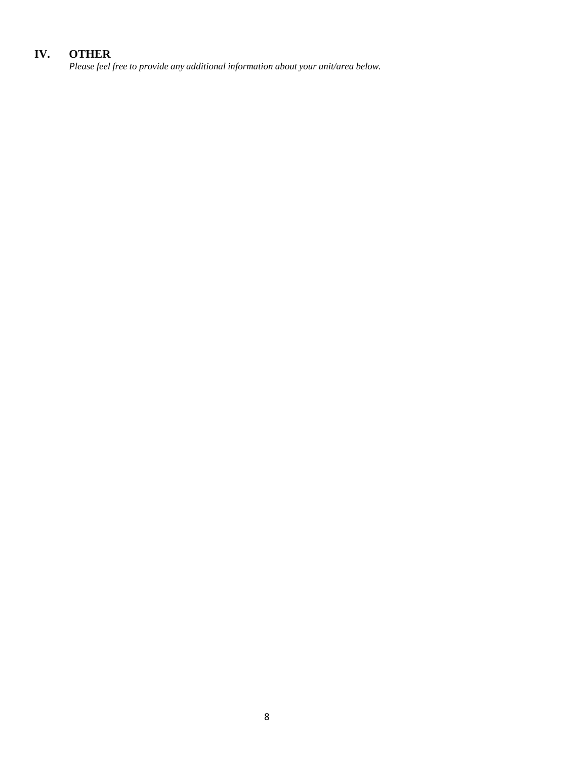## IV. OTHER

*Please feel free to provide any additional information about your unit/area below.*